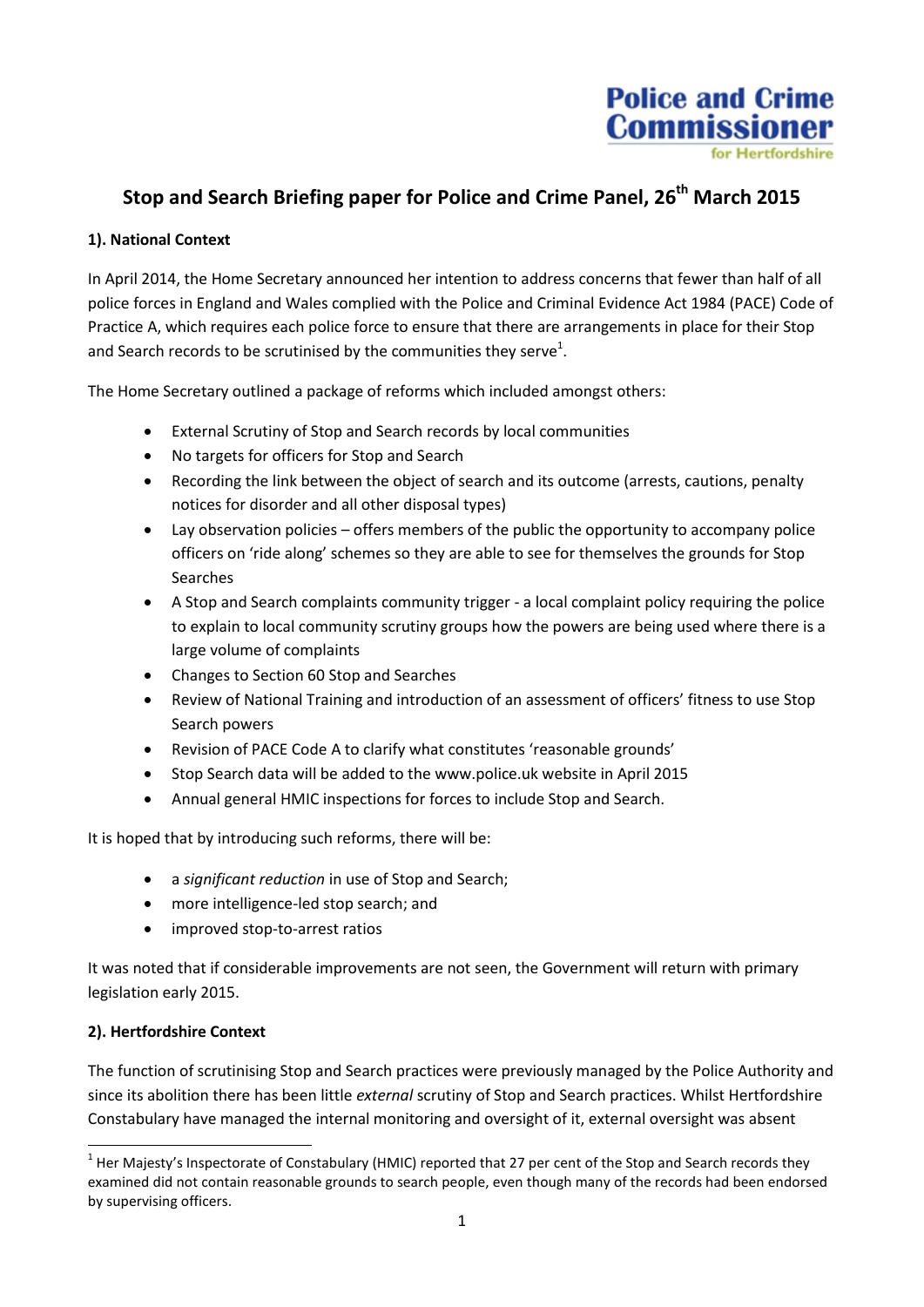Police and Crime Commissioner for Hertfordshire

# Stop and Search Briefing paper for Police and Crime Panel, 26th March 2015

## 1). National Context

In April 2014, the Home Secretary announced her intention to address concerns that fewer than half of all police forces in England and Wales complied with the Police and Criminal Evidence Act 1984 (PACE) Code of Practice A, which requires each police force to ensure that there are arrangements in place for their Stop and Search records to be scrutinised by the communities they serve[1].

The Home Secretary outlined a package of reforms which included amongst others:

- External Scrutiny of Stop and Search records by local communities
- No targets for officers for Stop and Search
- Recording the link between the object of search and its outcome (arrests, cautions, penalty notices for disorder and all other disposal types)
- Lay observation policies – offers members of the public the opportunity to accompany police officers on 'ride along' schemes so they are able to see for themselves the grounds for Stop Searches
- A Stop and Search complaints community trigger - a local complaint policy requiring the police to explain to local community scrutiny groups how the powers are being used where there is a large volume of complaints
- Changes to Section 60 Stop and Searches
- Review of National Training and introduction of an assessment of officers' fitness to use Stop Search powers
- Revision of PACE Code A to clarify what constitutes 'reasonable grounds'
- Stop Search data will be added to the www.police.uk website in April 2015
- Annual general HMIC inspections for forces to include Stop and Search.

It is hoped that by introducing such reforms, there will be:

- a *significant reduction* in use of Stop and Search;
- more intelligence-led stop search; and
- improved stop-to-arrest ratios

It was noted that if considerable improvements are not seen, the Government will return with primary legislation early 2015.

## 2). Hertfordshire Context

The function of scrutinising Stop and Search practices were previously managed by the Police Authority and since its abolition there has been little *external* scrutiny of Stop and Search practices. Whilst Hertfordshire Constabulary have managed the internal monitoring and oversight of it, external oversight was absent

[1] Her Majesty's Inspectorate of Constabulary (HMIC) reported that 27 per cent of the Stop and Search records they examined did not contain reasonable grounds to search people, even though many of the records had been endorsed by supervising officers.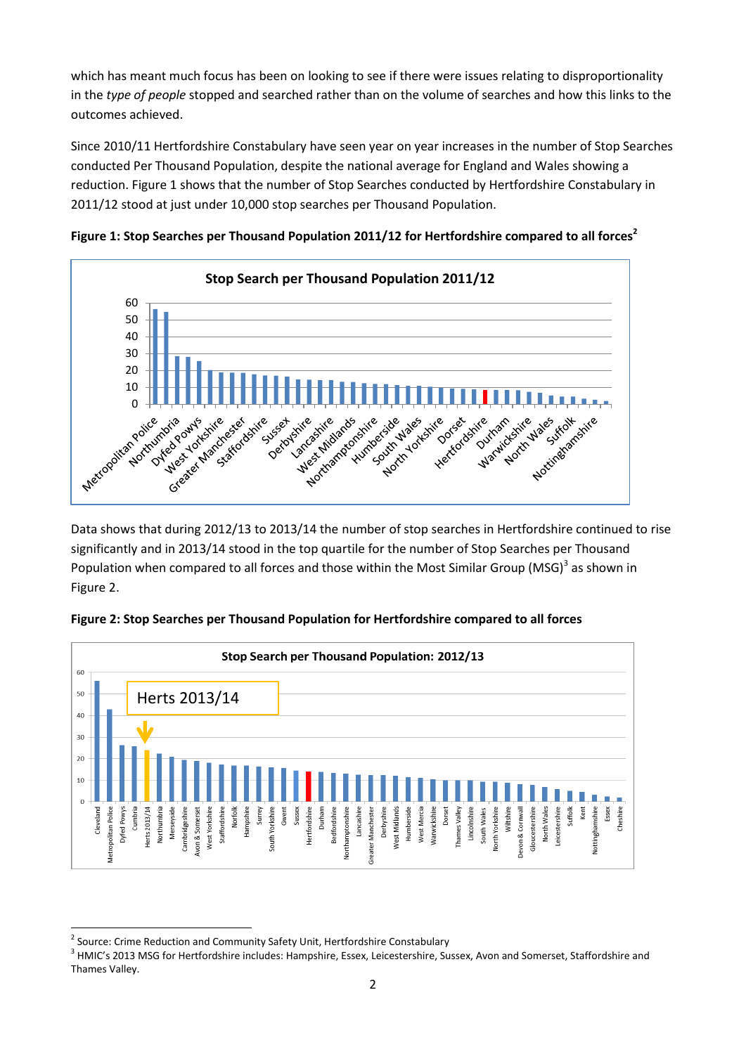which has meant much focus has been on looking to see if there were issues relating to disproportionality in the *type of people* stopped and searched rather than on the volume of searches and how this links to the outcomes achieved.

Since 2010/11 Hertfordshire Constabulary have seen year on year increases in the number of Stop Searches conducted Per Thousand Population, despite the national average for England and Wales showing a reduction. Figure 1 shows that the number of Stop Searches conducted by Hertfordshire Constabulary in 2011/12 stood at just under 10,000 stop searches per Thousand Population.

**Figure 1: Stop Searches per Thousand Population 2011/12 for Hertfordshire compared to all forces[2]**

Data shows that during 2012/13 to 2013/14 the number of stop searches in Hertfordshire continued to rise significantly and in 2013/14 stood in the top quartile for the number of Stop Searches per Thousand Population when compared to all forces and those within the Most Similar Group (MSG)[3] as shown in Figure 2.

**Figure 2: Stop Searches per Thousand Population for Hertfordshire compared to all forces**

---

[2] Source: Crime Reduction and Community Safety Unit, Hertfordshire Constabulary

[3] HMIC's 2013 MSG for Hertfordshire includes: Hampshire, Essex, Leicestershire, Sussex, Avon and Somerset, Staffordshire and Thames Valley.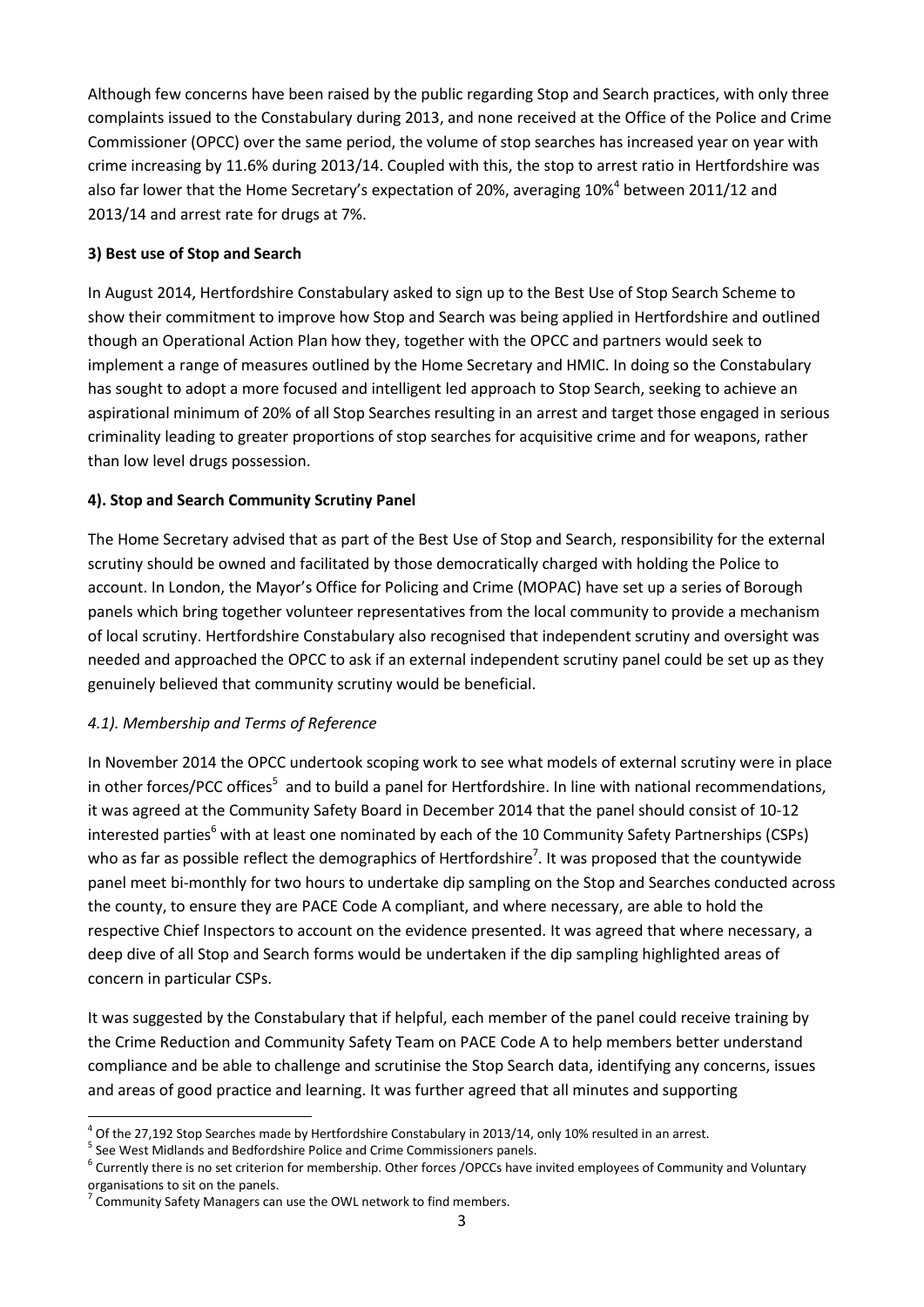Although few concerns have been raised by the public regarding Stop and Search practices, with only three complaints issued to the Constabulary during 2013, and none received at the Office of the Police and Crime Commissioner (OPCC) over the same period, the volume of stop searches has increased year on year with crime increasing by 11.6% during 2013/14. Coupled with this, the stop to arrest ratio in Hertfordshire was also far lower that the Home Secretary's expectation of 20%, averaging 10%[4] between 2011/12 and 2013/14 and arrest rate for drugs at 7%.

### 3) Best use of Stop and Search

In August 2014, Hertfordshire Constabulary asked to sign up to the Best Use of Stop Search Scheme to show their commitment to improve how Stop and Search was being applied in Hertfordshire and outlined though an Operational Action Plan how they, together with the OPCC and partners would seek to implement a range of measures outlined by the Home Secretary and HMIC. In doing so the Constabulary has sought to adopt a more focused and intelligent led approach to Stop Search, seeking to achieve an aspirational minimum of 20% of all Stop Searches resulting in an arrest and target those engaged in serious criminality leading to greater proportions of stop searches for acquisitive crime and for weapons, rather than low level drugs possession.

### 4). Stop and Search Community Scrutiny Panel

The Home Secretary advised that as part of the Best Use of Stop and Search, responsibility for the external scrutiny should be owned and facilitated by those democratically charged with holding the Police to account. In London, the Mayor's Office for Policing and Crime (MOPAC) have set up a series of Borough panels which bring together volunteer representatives from the local community to provide a mechanism of local scrutiny. Hertfordshire Constabulary also recognised that independent scrutiny and oversight was needed and approached the OPCC to ask if an external independent scrutiny panel could be set up as they genuinely believed that community scrutiny would be beneficial.

#### *4.1). Membership and Terms of Reference*

In November 2014 the OPCC undertook scoping work to see what models of external scrutiny were in place in other forces/PCC offices[5] and to build a panel for Hertfordshire. In line with national recommendations, it was agreed at the Community Safety Board in December 2014 that the panel should consist of 10-12 interested parties[6] with at least one nominated by each of the 10 Community Safety Partnerships (CSPs) who as far as possible reflect the demographics of Hertfordshire[7]. It was proposed that the countywide panel meet bi-monthly for two hours to undertake dip sampling on the Stop and Searches conducted across the county, to ensure they are PACE Code A compliant, and where necessary, are able to hold the respective Chief Inspectors to account on the evidence presented. It was agreed that where necessary, a deep dive of all Stop and Search forms would be undertaken if the dip sampling highlighted areas of concern in particular CSPs.

It was suggested by the Constabulary that if helpful, each member of the panel could receive training by the Crime Reduction and Community Safety Team on PACE Code A to help members better understand compliance and be able to challenge and scrutinise the Stop Search data, identifying any concerns, issues and areas of good practice and learning. It was further agreed that all minutes and supporting

---

[4] Of the 27,192 Stop Searches made by Hertfordshire Constabulary in 2013/14, only 10% resulted in an arrest.

[5] See West Midlands and Bedfordshire Police and Crime Commissioners panels.

[6] Currently there is no set criterion for membership. Other forces /OPCCs have invited employees of Community and Voluntary organisations to sit on the panels.

[7] Community Safety Managers can use the OWL network to find members.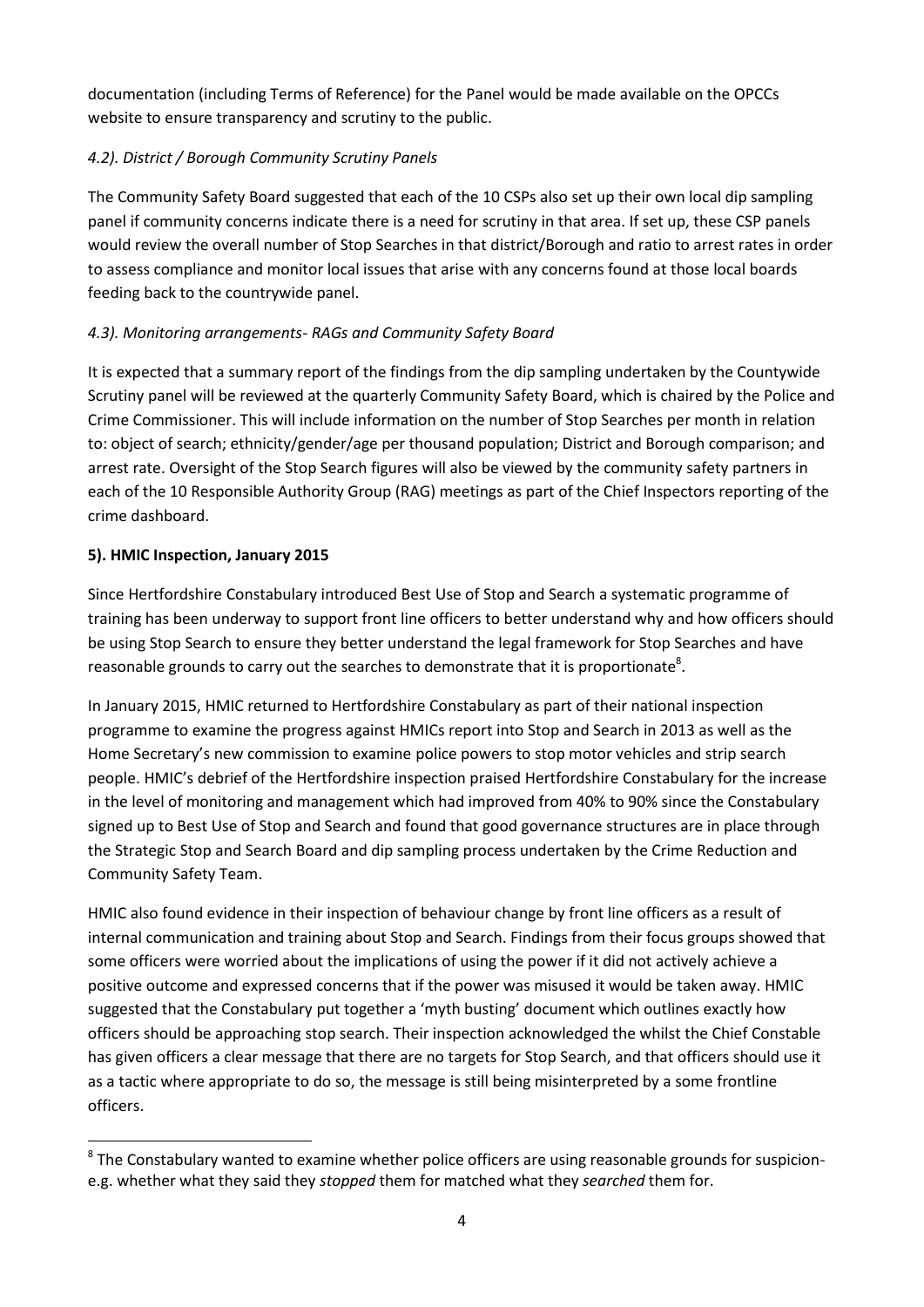documentation (including Terms of Reference) for the Panel would be made available on the OPCCs website to ensure transparency and scrutiny to the public.

### *4.2). District / Borough Community Scrutiny Panels*

The Community Safety Board suggested that each of the 10 CSPs also set up their own local dip sampling panel if community concerns indicate there is a need for scrutiny in that area. If set up, these CSP panels would review the overall number of Stop Searches in that district/Borough and ratio to arrest rates in order to assess compliance and monitor local issues that arise with any concerns found at those local boards feeding back to the countrywide panel.

### *4.3). Monitoring arrangements- RAGs and Community Safety Board*

It is expected that a summary report of the findings from the dip sampling undertaken by the Countywide Scrutiny panel will be reviewed at the quarterly Community Safety Board, which is chaired by the Police and Crime Commissioner. This will include information on the number of Stop Searches per month in relation to: object of search; ethnicity/gender/age per thousand population; District and Borough comparison; and arrest rate. Oversight of the Stop Search figures will also be viewed by the community safety partners in each of the 10 Responsible Authority Group (RAG) meetings as part of the Chief Inspectors reporting of the crime dashboard.

## **5). HMIC Inspection, January 2015**

Since Hertfordshire Constabulary introduced Best Use of Stop and Search a systematic programme of training has been underway to support front line officers to better understand why and how officers should be using Stop Search to ensure they better understand the legal framework for Stop Searches and have reasonable grounds to carry out the searches to demonstrate that it is proportionate[8].

In January 2015, HMIC returned to Hertfordshire Constabulary as part of their national inspection programme to examine the progress against HMICs report into Stop and Search in 2013 as well as the Home Secretary's new commission to examine police powers to stop motor vehicles and strip search people. HMIC's debrief of the Hertfordshire inspection praised Hertfordshire Constabulary for the increase in the level of monitoring and management which had improved from 40% to 90% since the Constabulary signed up to Best Use of Stop and Search and found that good governance structures are in place through the Strategic Stop and Search Board and dip sampling process undertaken by the Crime Reduction and Community Safety Team.

HMIC also found evidence in their inspection of behaviour change by front line officers as a result of internal communication and training about Stop and Search. Findings from their focus groups showed that some officers were worried about the implications of using the power if it did not actively achieve a positive outcome and expressed concerns that if the power was misused it would be taken away. HMIC suggested that the Constabulary put together a 'myth busting' document which outlines exactly how officers should be approaching stop search. Their inspection acknowledged the whilst the Chief Constable has given officers a clear message that there are no targets for Stop Search, and that officers should use it as a tactic where appropriate to do so, the message is still being misinterpreted by a some frontline officers.

---

[8] The Constabulary wanted to examine whether police officers are using reasonable grounds for suspicion- e.g. whether what they said they *stopped* them for matched what they *searched* them for.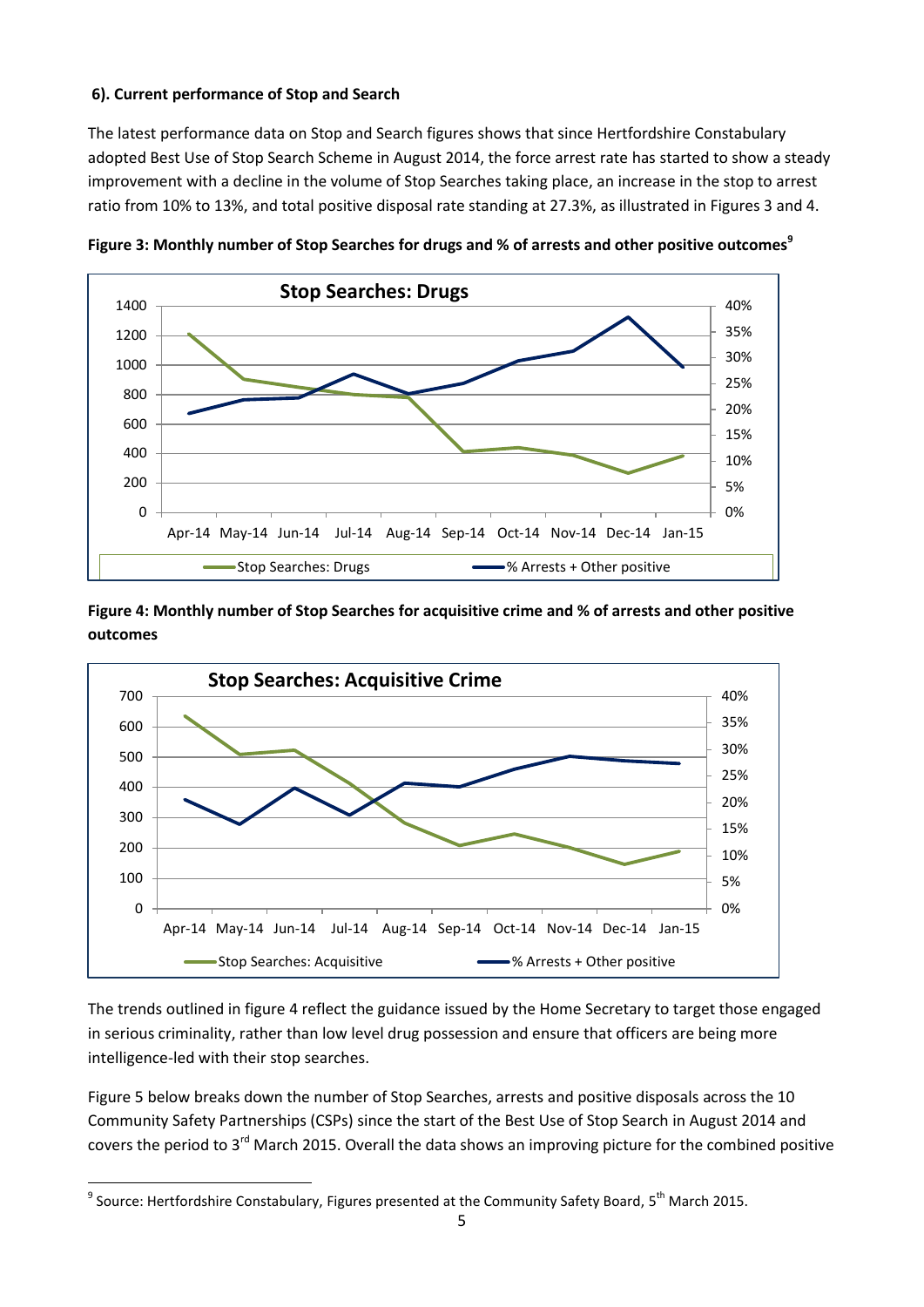**6). Current performance of Stop and Search**

The latest performance data on Stop and Search figures shows that since Hertfordshire Constabulary adopted Best Use of Stop Search Scheme in August 2014, the force arrest rate has started to show a steady improvement with a decline in the volume of Stop Searches taking place, an increase in the stop to arrest ratio from 10% to 13%, and total positive disposal rate standing at 27.3%, as illustrated in Figures 3 and 4.

**Figure 3: Monthly number of Stop Searches for drugs and % of arrests and other positive outcomes**[9]

**Figure 4: Monthly number of Stop Searches for acquisitive crime and % of arrests and other positive outcomes**

The trends outlined in figure 4 reflect the guidance issued by the Home Secretary to target those engaged in serious criminality, rather than low level drug possession and ensure that officers are being more intelligence-led with their stop searches.

Figure 5 below breaks down the number of Stop Searches, arrests and positive disposals across the 10 Community Safety Partnerships (CSPs) since the start of the Best Use of Stop Search in August 2014 and covers the period to 3rd March 2015. Overall the data shows an improving picture for the combined positive

[9] Source: Hertfordshire Constabulary, Figures presented at the Community Safety Board, 5th March 2015.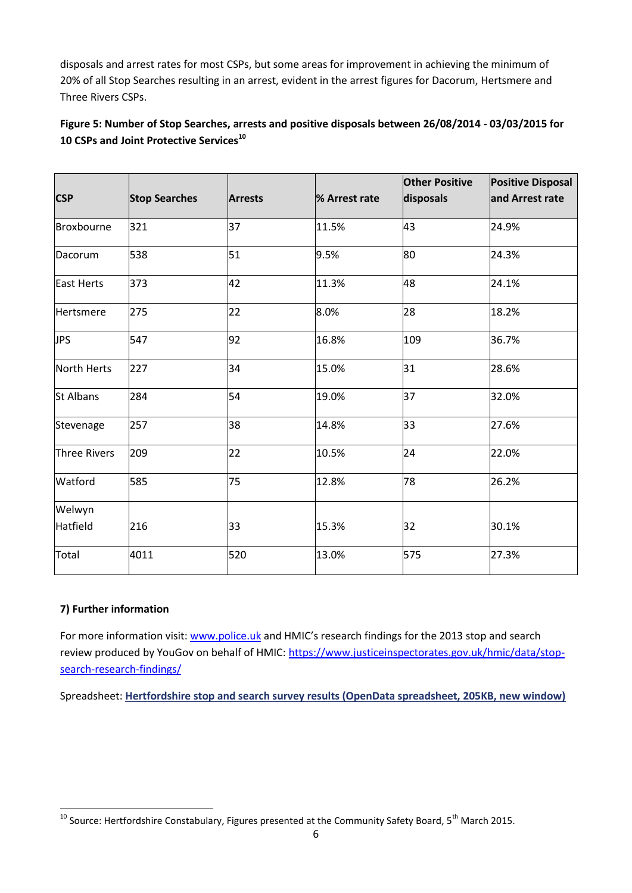disposals and arrest rates for most CSPs, but some areas for improvement in achieving the minimum of 20% of all Stop Searches resulting in an arrest, evident in the arrest figures for Dacorum, Hertsmere and Three Rivers CSPs.

**Figure 5: Number of Stop Searches, arrests and positive disposals between 26/08/2014 - 03/03/2015 for 10 CSPs and Joint Protective Services[10]**

| CSP | Stop Searches | Arrests | % Arrest rate | Other Positive disposals | Positive Disposal and Arrest rate |
|---|---|---|---|---|---|
| Broxbourne | 321 | 37 | 11.5% | 43 | 24.9% |
| Dacorum | 538 | 51 | 9.5% | 80 | 24.3% |
| East Herts | 373 | 42 | 11.3% | 48 | 24.1% |
| Hertsmere | 275 | 22 | 8.0% | 28 | 18.2% |
| JPS | 547 | 92 | 16.8% | 109 | 36.7% |
| North Herts | 227 | 34 | 15.0% | 31 | 28.6% |
| St Albans | 284 | 54 | 19.0% | 37 | 32.0% |
| Stevenage | 257 | 38 | 14.8% | 33 | 27.6% |
| Three Rivers | 209 | 22 | 10.5% | 24 | 22.0% |
| Watford | 585 | 75 | 12.8% | 78 | 26.2% |
| Welwyn Hatfield | 216 | 33 | 15.3% | 32 | 30.1% |
| Total | 4011 | 520 | 13.0% | 575 | 27.3% |

## 7) Further information

For more information visit: [www.police.uk](http://www.police.uk) and HMIC's research findings for the 2013 stop and search review produced by YouGov on behalf of HMIC: [https://www.justiceinspectorates.gov.uk/hmic/data/stop-search-research-findings/](https://www.justiceinspectorates.gov.uk/hmic/data/stop-search-research-findings/)

Spreadsheet: **Hertfordshire stop and search survey results (OpenData spreadsheet, 205KB, new window)**

[10] Source: Hertfordshire Constabulary, Figures presented at the Community Safety Board, 5th March 2015.